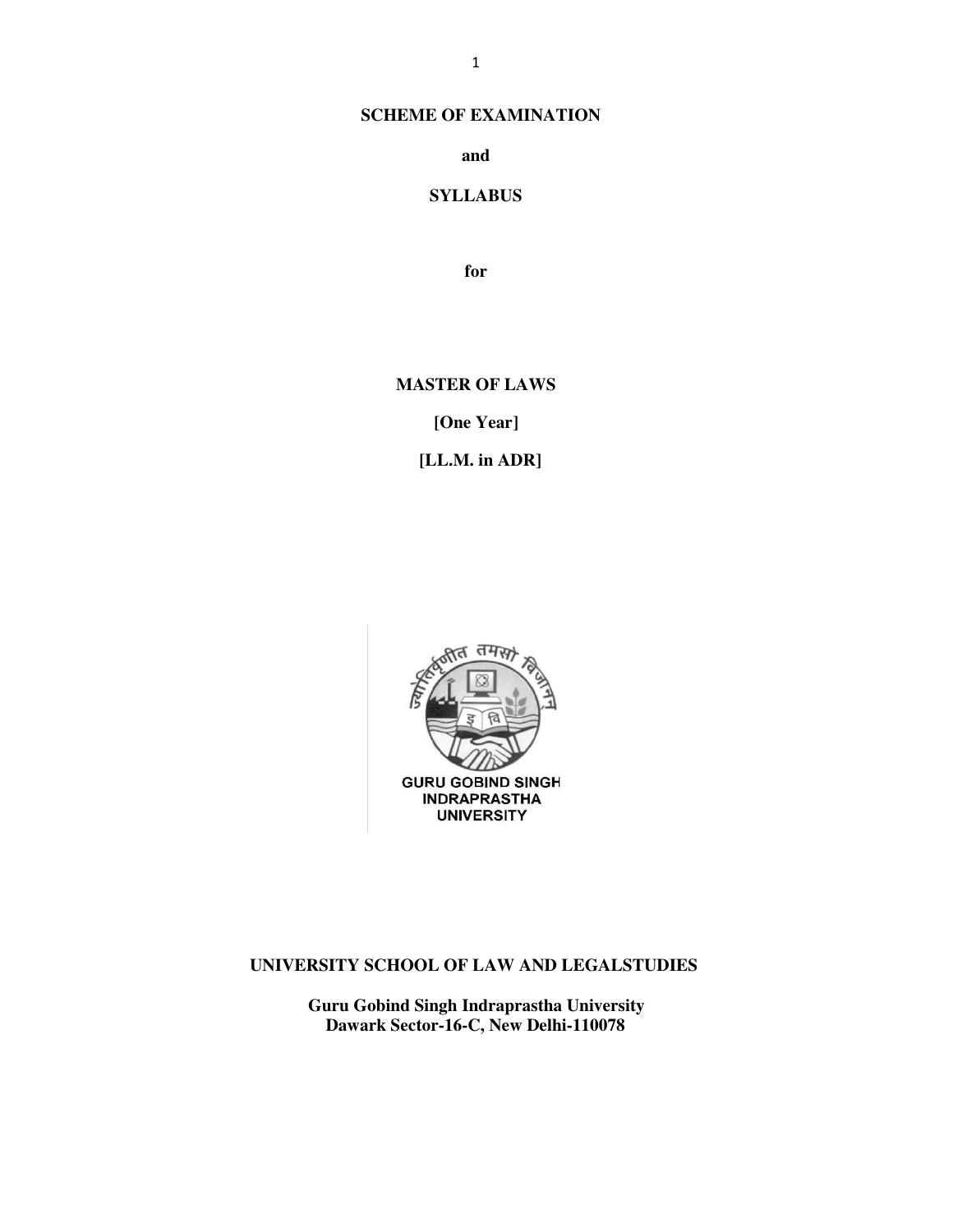# SCHEME OF EXAMINATION

**and**

**SYLLABUS**

**for**

**MASTER OF LAWS**

**[One Year]**

**[LL.M. in ADR]**

**UNIVERSITY SCHOOL OF LAW AND LEGALSTUDIES**

**Guru Gobind Singh Indraprastha University**
**Dawark Sector-16-C, New Delhi-110078**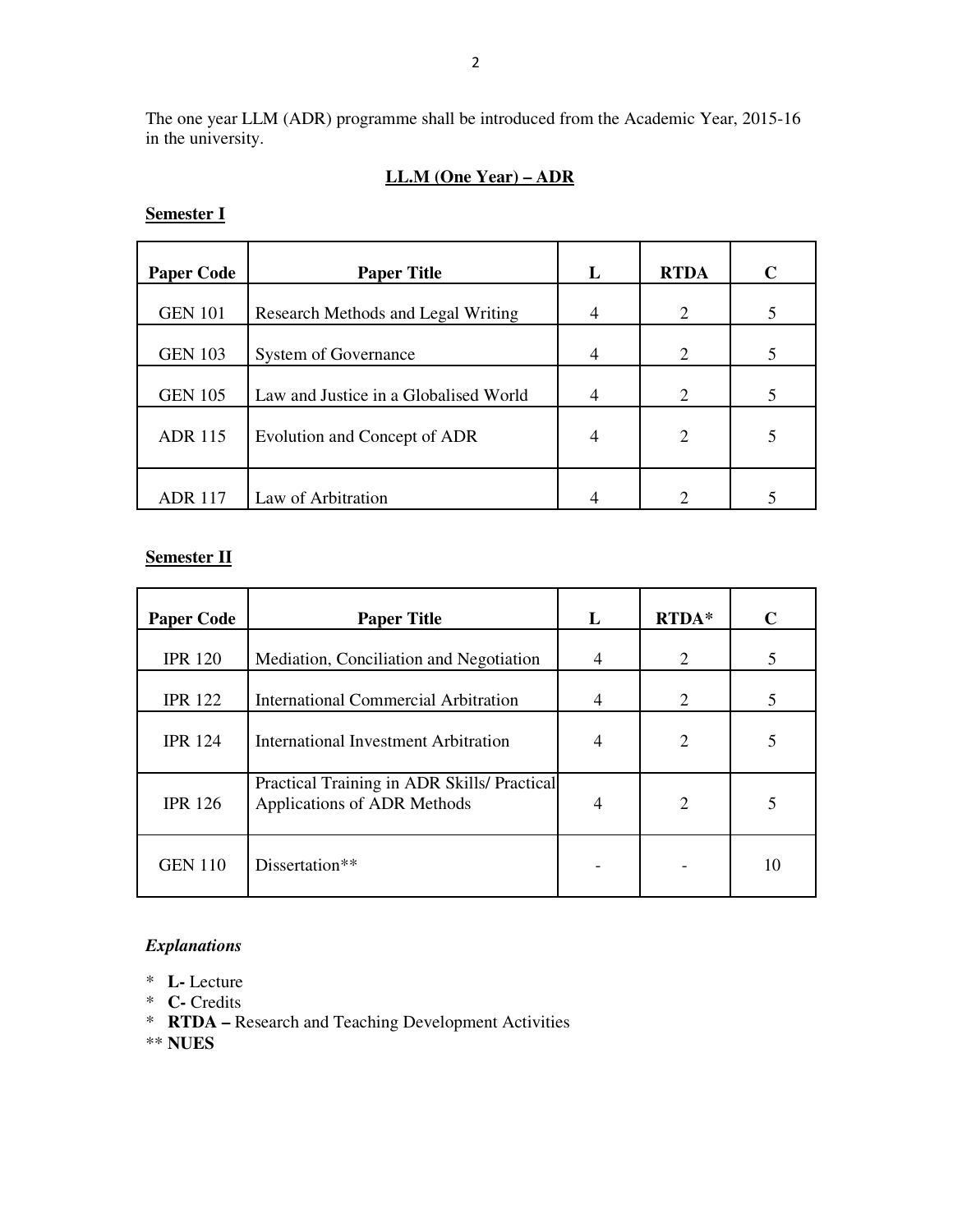The one year LLM (ADR) programme shall be introduced from the Academic Year, 2015-16 in the university.

## LL.M (One Year) – ADR

### Semester I

| Paper Code | Paper Title | L | RTDA | C |
|---|---|---|---|---|
| GEN 101 | Research Methods and Legal Writing | 4 | 2 | 5 |
| GEN 103 | System of Governance | 4 | 2 | 5 |
| GEN 105 | Law and Justice in a Globalised World | 4 | 2 | 5 |
| ADR 115 | Evolution and Concept of ADR | 4 | 2 | 5 |
| ADR 117 | Law of Arbitration | 4 | 2 | 5 |

### Semester II

| Paper Code | Paper Title | L | RTDA* | C |
|---|---|---|---|---|
| IPR 120 | Mediation, Conciliation and Negotiation | 4 | 2 | 5 |
| IPR 122 | International Commercial Arbitration | 4 | 2 | 5 |
| IPR 124 | International Investment Arbitration | 4 | 2 | 5 |
| IPR 126 | Practical Training in ADR Skills/ Practical Applications of ADR Methods | 4 | 2 | 5 |
| GEN 110 | Dissertation** | - | - | 10 |

***Explanations***

\* **L-** Lecture
\* **C-** Credits
\* **RTDA –** Research and Teaching Development Activities
\*\* **NUES**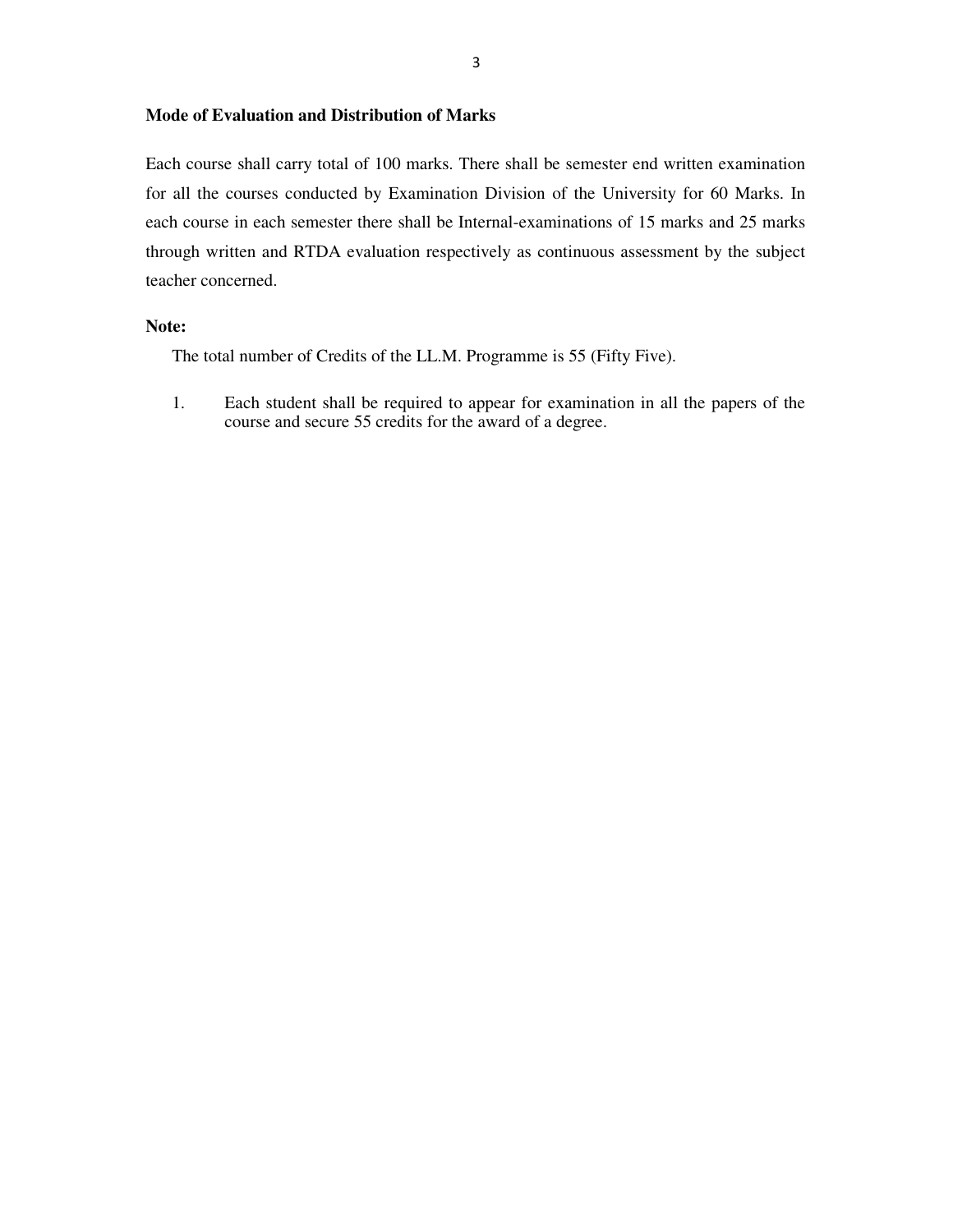**Mode of Evaluation and Distribution of Marks**

Each course shall carry total of 100 marks. There shall be semester end written examination for all the courses conducted by Examination Division of the University for 60 Marks. In each course in each semester there shall be Internal-examinations of 15 marks and 25 marks through written and RTDA evaluation respectively as continuous assessment by the subject teacher concerned.

**Note:**

The total number of Credits of the LL.M. Programme is 55 (Fifty Five).

1. Each student shall be required to appear for examination in all the papers of the course and secure 55 credits for the award of a degree.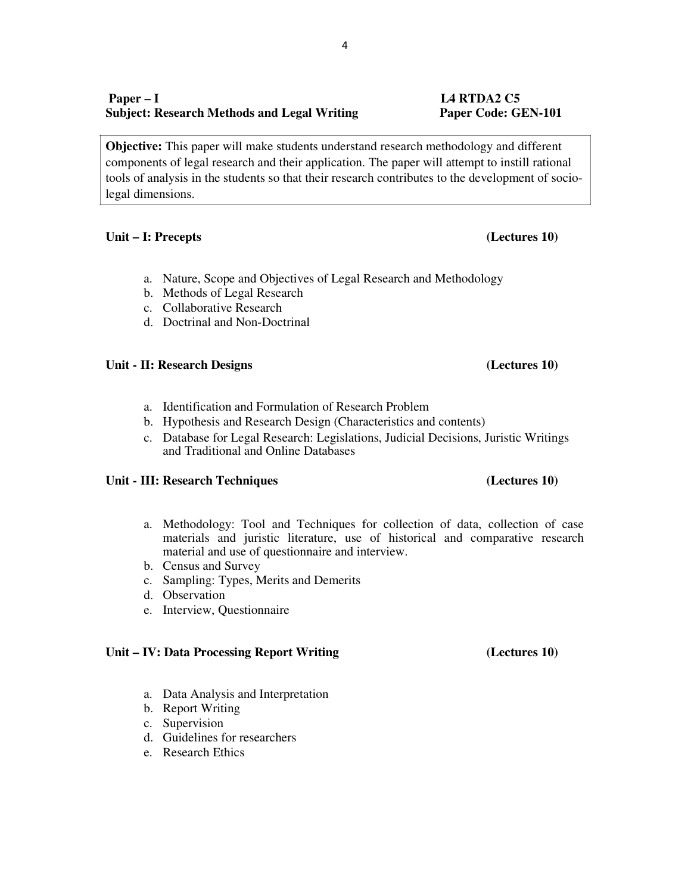**Paper – I** **L4 RTDA2 C5**

**Subject: Research Methods and Legal Writing** **Paper Code: GEN-101**

**Objective:** This paper will make students understand research methodology and different components of legal research and their application. The paper will attempt to instill rational tools of analysis in the students so that their research contributes to the development of socio-legal dimensions.

### Unit – I: Precepts (Lectures 10)

a. Nature, Scope and Objectives of Legal Research and Methodology
b. Methods of Legal Research
c. Collaborative Research
d. Doctrinal and Non-Doctrinal

### Unit - II: Research Designs (Lectures 10)

a. Identification and Formulation of Research Problem
b. Hypothesis and Research Design (Characteristics and contents)
c. Database for Legal Research: Legislations, Judicial Decisions, Juristic Writings and Traditional and Online Databases

### Unit - III: Research Techniques (Lectures 10)

a. Methodology: Tool and Techniques for collection of data, collection of case materials and juristic literature, use of historical and comparative research material and use of questionnaire and interview.
b. Census and Survey
c. Sampling: Types, Merits and Demerits
d. Observation
e. Interview, Questionnaire

### Unit – IV: Data Processing Report Writing (Lectures 10)

a. Data Analysis and Interpretation
b. Report Writing
c. Supervision
d. Guidelines for researchers
e. Research Ethics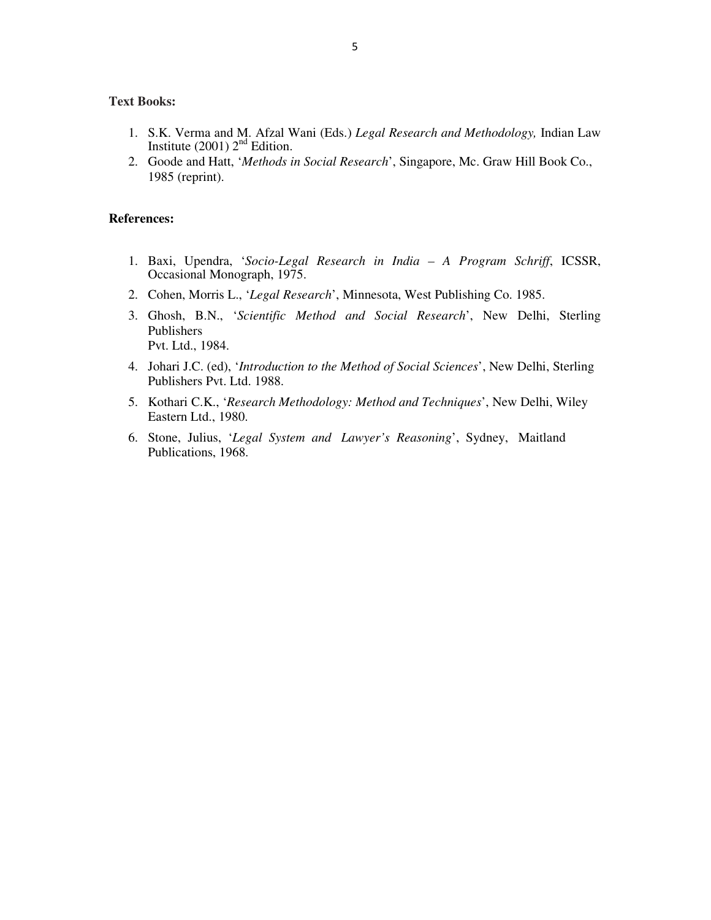**Text Books:**

1. S.K. Verma and M. Afzal Wani (Eds.) *Legal Research and Methodology,* Indian Law Institute (2001) 2nd Edition.
2. Goode and Hatt, '*Methods in Social Research*', Singapore, Mc. Graw Hill Book Co., 1985 (reprint).

**References:**

1. Baxi, Upendra, '*Socio-Legal Research in India – A Program Schriff*, ICSSR, Occasional Monograph, 1975.
2. Cohen, Morris L., '*Legal Research*', Minnesota, West Publishing Co. 1985.
3. Ghosh, B.N., '*Scientific Method and Social Research*', New Delhi, Sterling Publishers Pvt. Ltd., 1984.
4. Johari J.C. (ed), '*Introduction to the Method of Social Sciences*', New Delhi, Sterling Publishers Pvt. Ltd. 1988.
5. Kothari C.K., '*Research Methodology: Method and Techniques*', New Delhi, Wiley Eastern Ltd., 1980.
6. Stone, Julius, '*Legal System and Lawyer's Reasoning*', Sydney, Maitland Publications, 1968.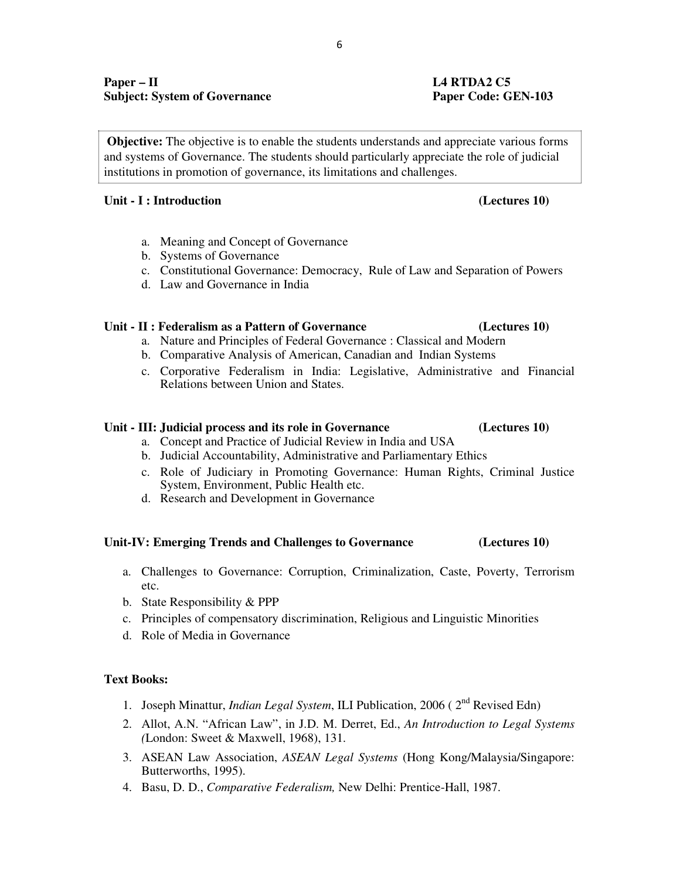**Paper – II** **L4 RTDA2 C5**

**Subject: System of Governance** **Paper Code: GEN-103**

**Objective:** The objective is to enable the students understands and appreciate various forms and systems of Governance. The students should particularly appreciate the role of judicial institutions in promotion of governance, its limitations and challenges.

**Unit - I : Introduction** **(Lectures 10)**

a. Meaning and Concept of Governance
b. Systems of Governance
c. Constitutional Governance: Democracy, Rule of Law and Separation of Powers
d. Law and Governance in India

**Unit - II : Federalism as a Pattern of Governance** **(Lectures 10)**

a. Nature and Principles of Federal Governance : Classical and Modern
b. Comparative Analysis of American, Canadian and Indian Systems
c. Corporative Federalism in India: Legislative, Administrative and Financial Relations between Union and States.

**Unit - III: Judicial process and its role in Governance** **(Lectures 10)**

a. Concept and Practice of Judicial Review in India and USA
b. Judicial Accountability, Administrative and Parliamentary Ethics
c. Role of Judiciary in Promoting Governance: Human Rights, Criminal Justice System, Environment, Public Health etc.
d. Research and Development in Governance

**Unit-IV: Emerging Trends and Challenges to Governance** **(Lectures 10)**

a. Challenges to Governance: Corruption, Criminalization, Caste, Poverty, Terrorism etc.
b. State Responsibility & PPP
c. Principles of compensatory discrimination, Religious and Linguistic Minorities
d. Role of Media in Governance

**Text Books:**

1. Joseph Minattur, *Indian Legal System*, ILI Publication, 2006 ( 2nd Revised Edn)
2. Allot, A.N. "African Law", in J.D. M. Derret, Ed., *An Introduction to Legal Systems (*London: Sweet & Maxwell, 1968), 131.
3. ASEAN Law Association, *ASEAN Legal Systems* (Hong Kong/Malaysia/Singapore: Butterworths, 1995).
4. Basu, D. D., *Comparative Federalism,* New Delhi: Prentice-Hall, 1987.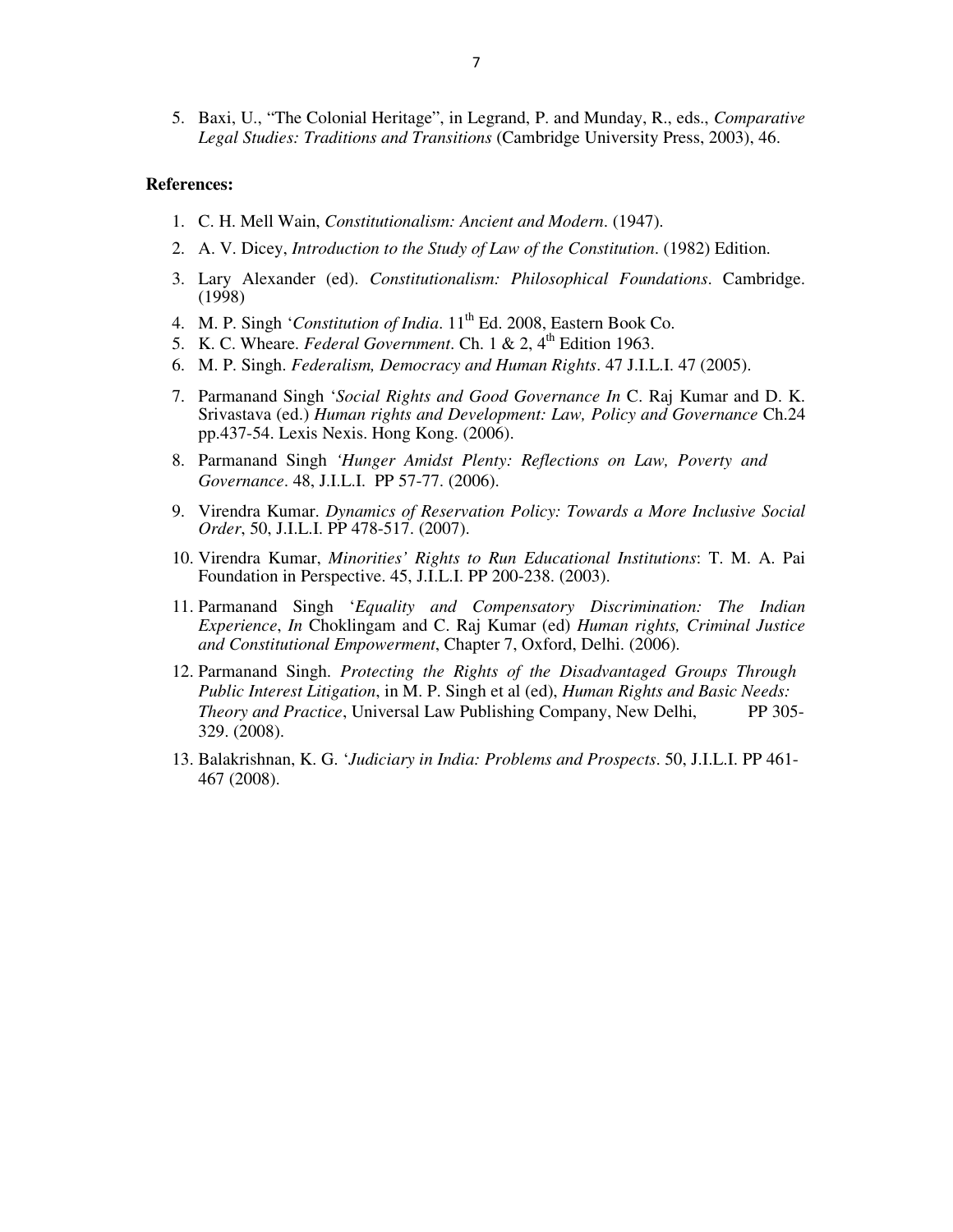5. Baxi, U., "The Colonial Heritage", in Legrand, P. and Munday, R., eds., *Comparative Legal Studies: Traditions and Transitions* (Cambridge University Press, 2003), 46.

**References:**

1. C. H. Mell Wain, *Constitutionalism: Ancient and Modern*. (1947).
2. A. V. Dicey, *Introduction to the Study of Law of the Constitution*. (1982) Edition.
3. Lary Alexander (ed). *Constitutionalism: Philosophical Foundations*. Cambridge. (1998)
4. M. P. Singh '*Constitution of India*. 11th Ed. 2008, Eastern Book Co.
5. K. C. Wheare. *Federal Government*. Ch. 1 & 2, 4th Edition 1963.
6. M. P. Singh. *Federalism, Democracy and Human Rights*. 47 J.I.L.I. 47 (2005).
7. Parmanand Singh '*Social Rights and Good Governance In* C. Raj Kumar and D. K. Srivastava (ed.) *Human rights and Development: Law, Policy and Governance* Ch.24 pp.437-54. Lexis Nexis. Hong Kong. (2006).
8. Parmanand Singh *'Hunger Amidst Plenty: Reflections on Law, Poverty and Governance*. 48, J.I.L.I. PP 57-77. (2006).
9. Virendra Kumar. *Dynamics of Reservation Policy: Towards a More Inclusive Social Order*, 50, J.I.L.I. PP 478-517. (2007).
10. Virendra Kumar, *Minorities' Rights to Run Educational Institutions*: T. M. A. Pai Foundation in Perspective. 45, J.I.L.I. PP 200-238. (2003).
11. Parmanand Singh '*Equality and Compensatory Discrimination: The Indian Experience*, *In* Choklingam and C. Raj Kumar (ed) *Human rights, Criminal Justice and Constitutional Empowerment*, Chapter 7, Oxford, Delhi. (2006).
12. Parmanand Singh. *Protecting the Rights of the Disadvantaged Groups Through Public Interest Litigation*, in M. P. Singh et al (ed), *Human Rights and Basic Needs: Theory and Practice*, Universal Law Publishing Company, New Delhi, PP 305-329. (2008).
13. Balakrishnan, K. G. '*Judiciary in India: Problems and Prospects*. 50, J.I.L.I. PP 461-467 (2008).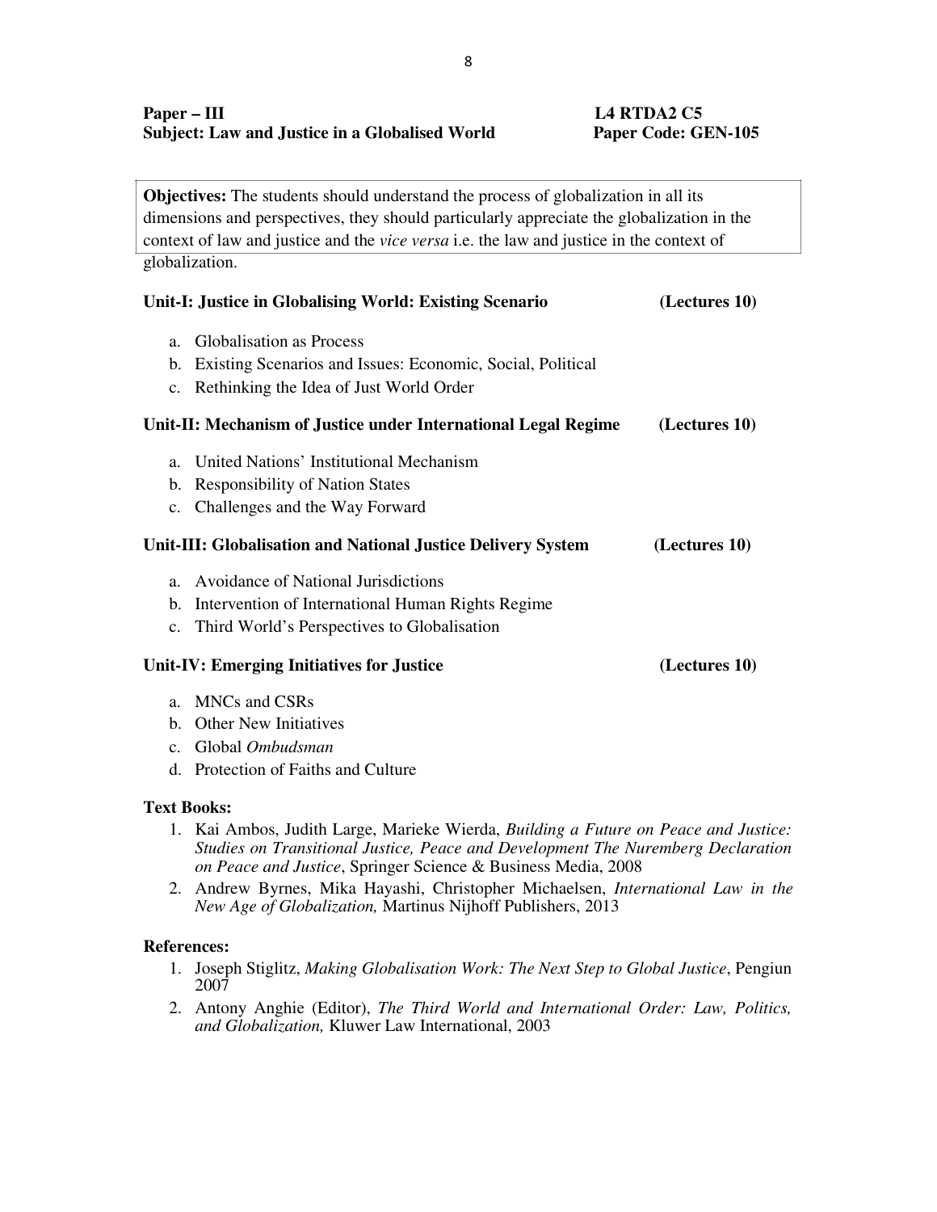**Paper – III** **L4 RTDA2 C5**
**Subject: Law and Justice in a Globalised World** **Paper Code: GEN-105**

**Objectives:** The students should understand the process of globalization in all its dimensions and perspectives, they should particularly appreciate the globalization in the context of law and justice and the *vice versa* i.e. the law and justice in the context of globalization.

### Unit-I: Justice in Globalising World: Existing Scenario (Lectures 10)

a. Globalisation as Process
b. Existing Scenarios and Issues: Economic, Social, Political
c. Rethinking the Idea of Just World Order

### Unit-II: Mechanism of Justice under International Legal Regime (Lectures 10)

a. United Nations' Institutional Mechanism
b. Responsibility of Nation States
c. Challenges and the Way Forward

### Unit-III: Globalisation and National Justice Delivery System (Lectures 10)

a. Avoidance of National Jurisdictions
b. Intervention of International Human Rights Regime
c. Third World's Perspectives to Globalisation

### Unit-IV: Emerging Initiatives for Justice (Lectures 10)

a. MNCs and CSRs
b. Other New Initiatives
c. Global *Ombudsman*
d. Protection of Faiths and Culture

**Text Books:**

1. Kai Ambos, Judith Large, Marieke Wierda, *Building a Future on Peace and Justice: Studies on Transitional Justice, Peace and Development The Nuremberg Declaration on Peace and Justice*, Springer Science & Business Media, 2008
2. Andrew Byrnes, Mika Hayashi, Christopher Michaelsen, *International Law in the New Age of Globalization,* Martinus Nijhoff Publishers, 2013

**References:**

1. Joseph Stiglitz, *Making Globalisation Work: The Next Step to Global Justice*, Pengiun 2007
2. Antony Anghie (Editor), *The Third World and International Order: Law, Politics, and Globalization,* Kluwer Law International, 2003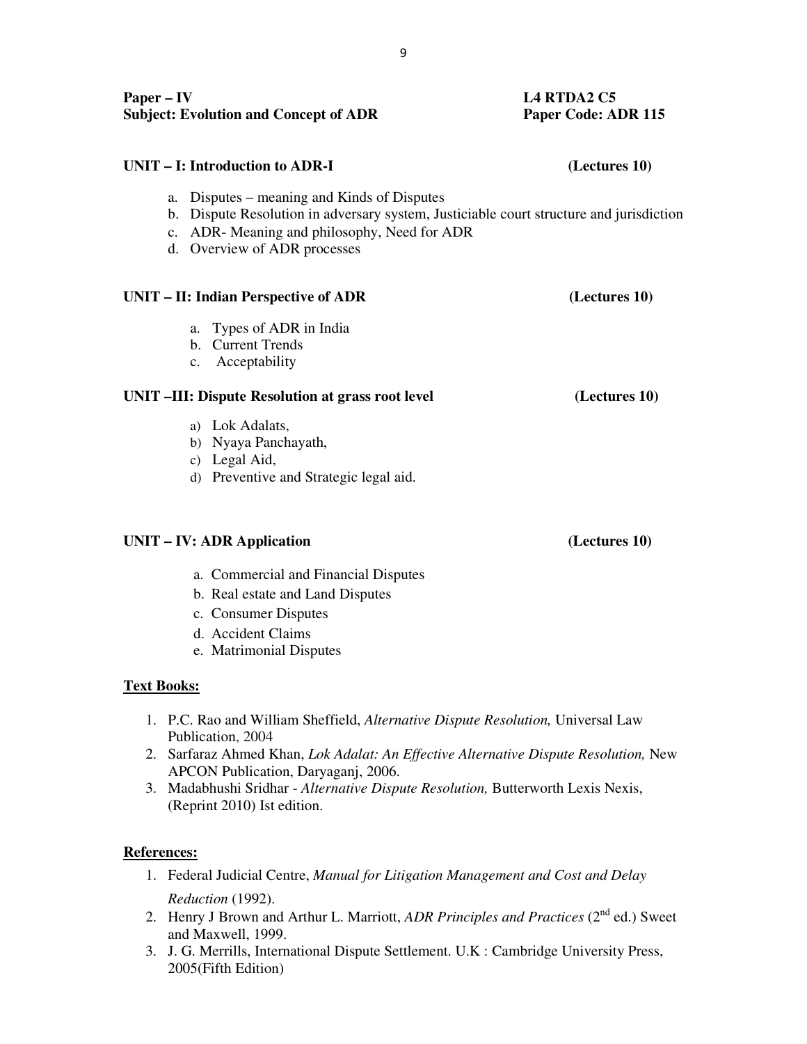**Paper – IV** **L4 RTDA2 C5**
**Subject: Evolution and Concept of ADR** **Paper Code: ADR 115**

**UNIT – I: Introduction to ADR-I** **(Lectures 10)**

a. Disputes – meaning and Kinds of Disputes
b. Dispute Resolution in adversary system, Justiciable court structure and jurisdiction
c. ADR- Meaning and philosophy, Need for ADR
d. Overview of ADR processes

**UNIT – II: Indian Perspective of ADR** **(Lectures 10)**

a. Types of ADR in India
b. Current Trends
c. Acceptability

**UNIT –III: Dispute Resolution at grass root level** **(Lectures 10)**

a) Lok Adalats,
b) Nyaya Panchayath,
c) Legal Aid,
d) Preventive and Strategic legal aid.

**UNIT – IV: ADR Application** **(Lectures 10)**

a. Commercial and Financial Disputes
b. Real estate and Land Disputes
c. Consumer Disputes
d. Accident Claims
e. Matrimonial Disputes

**Text Books:**

1. P.C. Rao and William Sheffield, *Alternative Dispute Resolution,* Universal Law Publication, 2004
2. Sarfaraz Ahmed Khan, *Lok Adalat: An Effective Alternative Dispute Resolution,* New APCON Publication, Daryaganj, 2006.
3. Madabhushi Sridhar - *Alternative Dispute Resolution,* Butterworth Lexis Nexis, (Reprint 2010) Ist edition.

**References:**

1. Federal Judicial Centre, *Manual for Litigation Management and Cost and Delay Reduction* (1992).
2. Henry J Brown and Arthur L. Marriott, *ADR Principles and Practices* (2nd ed.) Sweet and Maxwell, 1999.
3. J. G. Merrills, International Dispute Settlement. U.K : Cambridge University Press, 2005(Fifth Edition)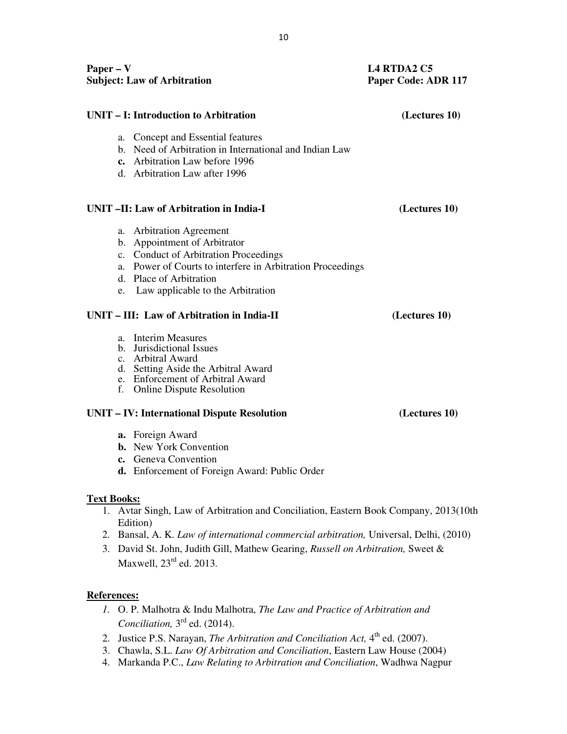**Paper – V** **L4 RTDA2 C5**

**Subject: Law of Arbitration** **Paper Code: ADR 117**

**UNIT – I: Introduction to Arbitration** **(Lectures 10)**

a. Concept and Essential features
b. Need of Arbitration in International and Indian Law
**c.** Arbitration Law before 1996
d. Arbitration Law after 1996

**UNIT –II: Law of Arbitration in India-I** **(Lectures 10)**

a. Arbitration Agreement
b. Appointment of Arbitrator
c. Conduct of Arbitration Proceedings
a. Power of Courts to interfere in Arbitration Proceedings
d. Place of Arbitration
e. Law applicable to the Arbitration

**UNIT – III: Law of Arbitration in India-II** **(Lectures 10)**

a. Interim Measures
b. Jurisdictional Issues
c. Arbitral Award
d. Setting Aside the Arbitral Award
e. Enforcement of Arbitral Award
f. Online Dispute Resolution

**UNIT – IV: International Dispute Resolution** **(Lectures 10)**

**a.** Foreign Award
**b.** New York Convention
**c.** Geneva Convention
**d.** Enforcement of Foreign Award: Public Order

**Text Books:**

1. Avtar Singh, Law of Arbitration and Conciliation, Eastern Book Company, 2013(10th Edition)
2. Bansal, A. K. *Law of international commercial arbitration,* Universal, Delhi, (2010)
3. David St. John, Judith Gill, Mathew Gearing, *Russell on Arbitration,* Sweet & Maxwell, 23rd ed. 2013.

**References:**

1. O. P. Malhotra & Indu Malhotra, *The Law and Practice of Arbitration and Conciliation,* 3rd ed. (2014).
2. Justice P.S. Narayan, *The Arbitration and Conciliation Act,* 4th ed. (2007).
3. Chawla, S.L. *Law Of Arbitration and Conciliation*, Eastern Law House (2004)
4. Markanda P.C., *Law Relating to Arbitration and Conciliation*, Wadhwa Nagpur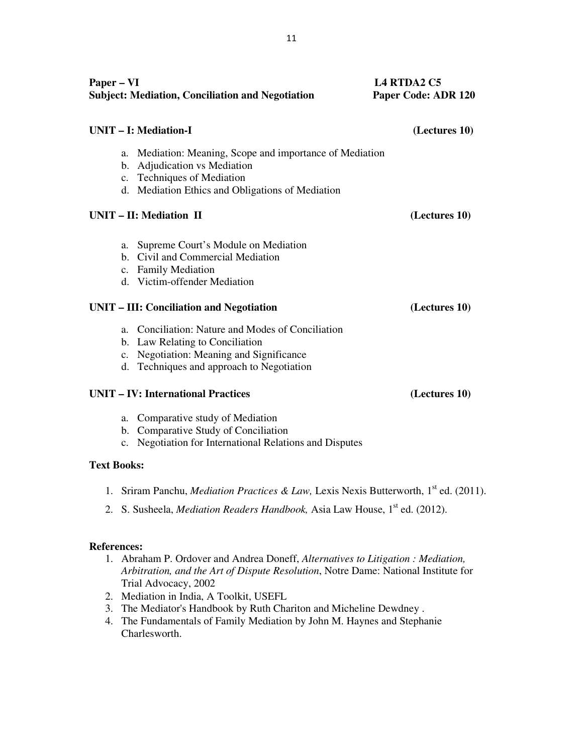**Paper – VI** **L4 RTDA2 C5**
**Subject: Mediation, Conciliation and Negotiation** **Paper Code: ADR 120**

### UNIT – I: Mediation-I (Lectures 10)

a. Mediation: Meaning, Scope and importance of Mediation
b. Adjudication vs Mediation
c. Techniques of Mediation
d. Mediation Ethics and Obligations of Mediation

### UNIT – II: Mediation II (Lectures 10)

a. Supreme Court's Module on Mediation
b. Civil and Commercial Mediation
c. Family Mediation
d. Victim-offender Mediation

### UNIT – III: Conciliation and Negotiation (Lectures 10)

a. Conciliation: Nature and Modes of Conciliation
b. Law Relating to Conciliation
c. Negotiation: Meaning and Significance
d. Techniques and approach to Negotiation

### UNIT – IV: International Practices (Lectures 10)

a. Comparative study of Mediation
b. Comparative Study of Conciliation
c. Negotiation for International Relations and Disputes

**Text Books:**

1. Sriram Panchu, *Mediation Practices & Law,* Lexis Nexis Butterworth, 1st ed. (2011).
2. S. Susheela, *Mediation Readers Handbook,* Asia Law House, 1st ed. (2012).

**References:**

1. Abraham P. Ordover and Andrea Doneff, *Alternatives to Litigation : Mediation, Arbitration, and the Art of Dispute Resolution*, Notre Dame: National Institute for Trial Advocacy, 2002
2. Mediation in India, A Toolkit, USEFL
3. The Mediator's Handbook by Ruth Chariton and Micheline Dewdney .
4. The Fundamentals of Family Mediation by John M. Haynes and Stephanie Charlesworth.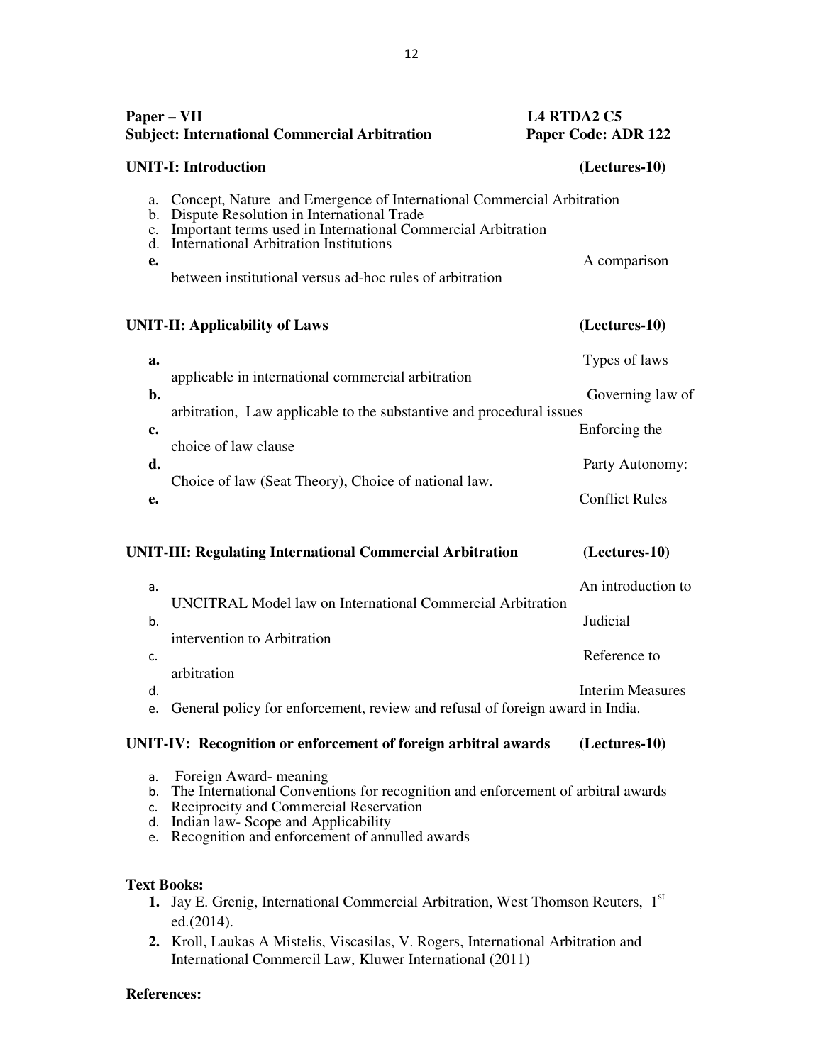**Paper – VII** **L4 RTDA2 C5**
**Subject: International Commercial Arbitration** **Paper Code: ADR 122**

**UNIT-I: Introduction** **(Lectures-10)**

a. Concept, Nature and Emergence of International Commercial Arbitration
b. Dispute Resolution in International Trade
c. Important terms used in International Commercial Arbitration
d. International Arbitration Institutions
e. A comparison between institutional versus ad-hoc rules of arbitration

**UNIT-II: Applicability of Laws** **(Lectures-10)**

a. Types of laws applicable in international commercial arbitration
b. Governing law of arbitration, Law applicable to the substantive and procedural issues
c. Enforcing the choice of law clause
d. Party Autonomy: Choice of law (Seat Theory), Choice of national law.
e. Conflict Rules

**UNIT-III: Regulating International Commercial Arbitration** **(Lectures-10)**

a. An introduction to UNCITRAL Model law on International Commercial Arbitration
b. Judicial intervention to Arbitration
c. Reference to arbitration
d. Interim Measures
e. General policy for enforcement, review and refusal of foreign award in India.

**UNIT-IV: Recognition or enforcement of foreign arbitral awards** **(Lectures-10)**

a. Foreign Award- meaning
b. The International Conventions for recognition and enforcement of arbitral awards
c. Reciprocity and Commercial Reservation
d. Indian law- Scope and Applicability
e. Recognition and enforcement of annulled awards

**Text Books:**

1. Jay E. Grenig, International Commercial Arbitration, West Thomson Reuters, 1st ed.(2014).
2. Kroll, Laukas A Mistelis, Viscasilas, V. Rogers, International Arbitration and International Commercil Law, Kluwer International (2011)

**References:**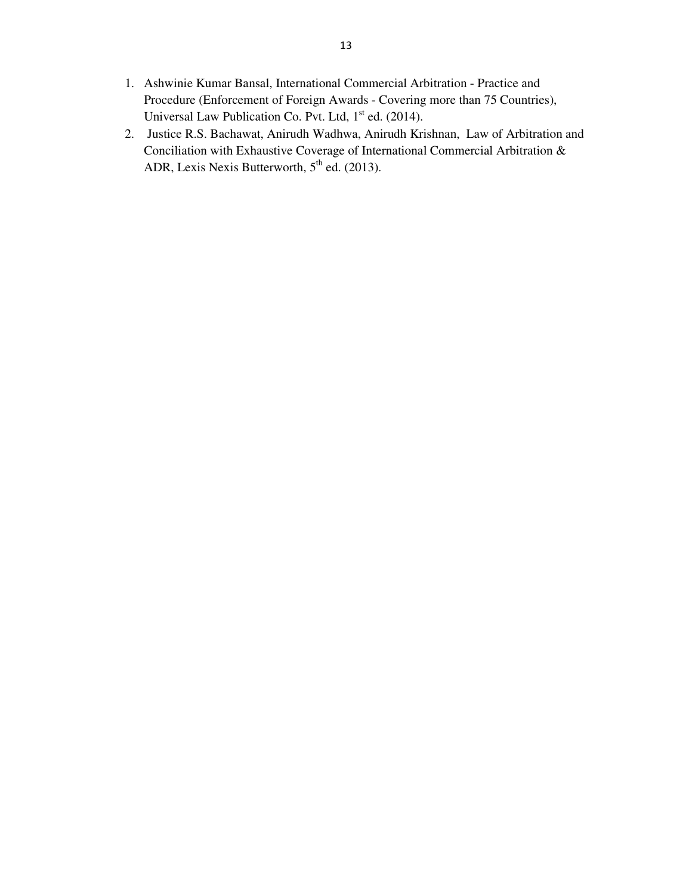1. Ashwinie Kumar Bansal, International Commercial Arbitration - Practice and Procedure (Enforcement of Foreign Awards - Covering more than 75 Countries), Universal Law Publication Co. Pvt. Ltd, 1st ed. (2014).
2. Justice R.S. Bachawat, Anirudh Wadhwa, Anirudh Krishnan, Law of Arbitration and Conciliation with Exhaustive Coverage of International Commercial Arbitration & ADR, Lexis Nexis Butterworth, 5th ed. (2013).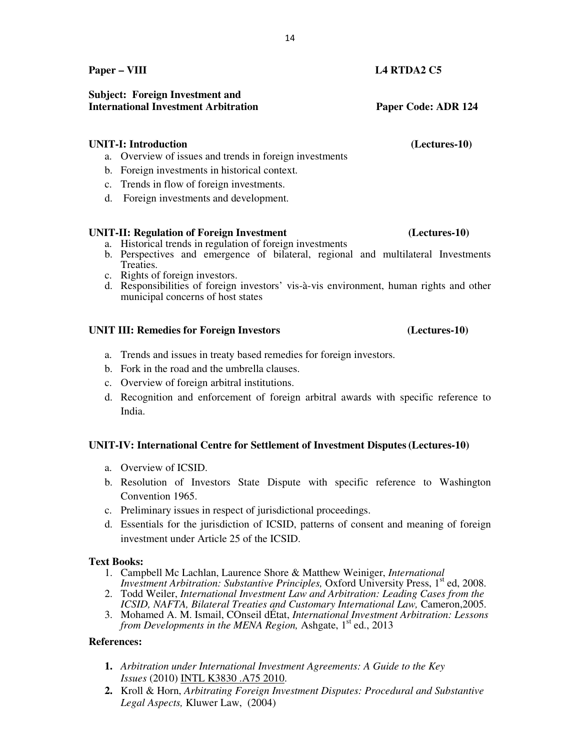**Paper – VIII** **L4 RTDA2 C5**

**Subject: Foreign Investment and International Investment Arbitration** **Paper Code: ADR 124**

**UNIT-I: Introduction** **(Lectures-10)**

a. Overview of issues and trends in foreign investments
b. Foreign investments in historical context.
c. Trends in flow of foreign investments.
d. Foreign investments and development.

**UNIT-II: Regulation of Foreign Investment** **(Lectures-10)**

a. Historical trends in regulation of foreign investments
b. Perspectives and emergence of bilateral, regional and multilateral Investments Treaties.
c. Rights of foreign investors.
d. Responsibilities of foreign investors' vis-à-vis environment, human rights and other municipal concerns of host states

**UNIT III: Remedies for Foreign Investors** **(Lectures-10)**

a. Trends and issues in treaty based remedies for foreign investors.
b. Fork in the road and the umbrella clauses.
c. Overview of foreign arbitral institutions.
d. Recognition and enforcement of foreign arbitral awards with specific reference to India.

**UNIT-IV: International Centre for Settlement of Investment Disputes (Lectures-10)**

a. Overview of ICSID.
b. Resolution of Investors State Dispute with specific reference to Washington Convention 1965.
c. Preliminary issues in respect of jurisdictional proceedings.
d. Essentials for the jurisdiction of ICSID, patterns of consent and meaning of foreign investment under Article 25 of the ICSID.

**Text Books:**

1. Campbell Mc Lachlan, Laurence Shore & Matthew Weiniger, *International Investment Arbitration: Substantive Principles,* Oxford University Press, 1st ed, 2008.
2. Todd Weiler, *International Investment Law and Arbitration: Leading Cases from the ICSID, NAFTA, Bilateral Treaties and Customary International Law,* Cameron,2005.
3. Mohamed A. M. Ismail, COnseil dÉtat, *International Investment Arbitration: Lessons from Developments in the MENA Region,* Ashgate, 1st ed., 2013

**References:**

1. *Arbitration under International Investment Agreements: A Guide to the Key Issues* (2010) INTL K3830 .A75 2010.
2. Kroll & Horn, *Arbitrating Foreign Investment Disputes: Procedural and Substantive Legal Aspects,* Kluwer Law, (2004)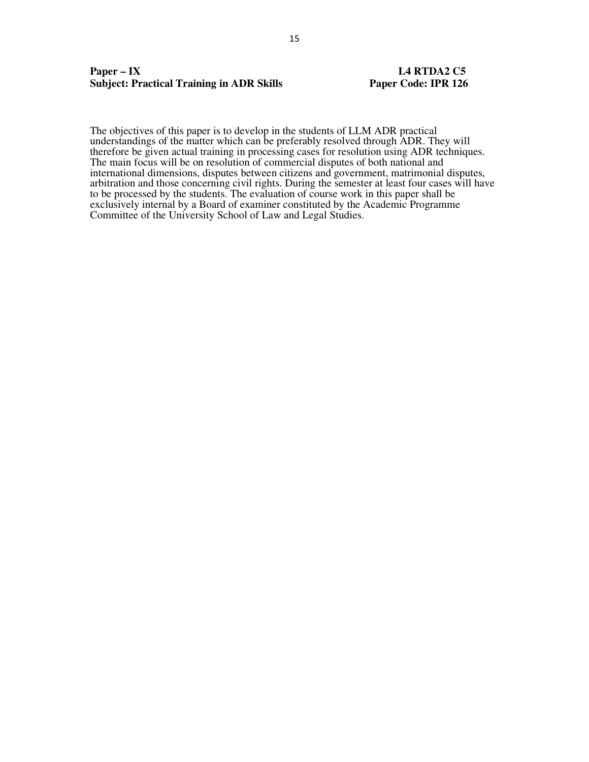**Paper – IX** **L4 RTDA2 C5**

**Subject: Practical Training in ADR Skills** **Paper Code: IPR 126**

The objectives of this paper is to develop in the students of LLM ADR practical understandings of the matter which can be preferably resolved through ADR. They will therefore be given actual training in processing cases for resolution using ADR techniques. The main focus will be on resolution of commercial disputes of both national and international dimensions, disputes between citizens and government, matrimonial disputes, arbitration and those concerning civil rights. During the semester at least four cases will have to be processed by the students. The evaluation of course work in this paper shall be exclusively internal by a Board of examiner constituted by the Academic Programme Committee of the University School of Law and Legal Studies.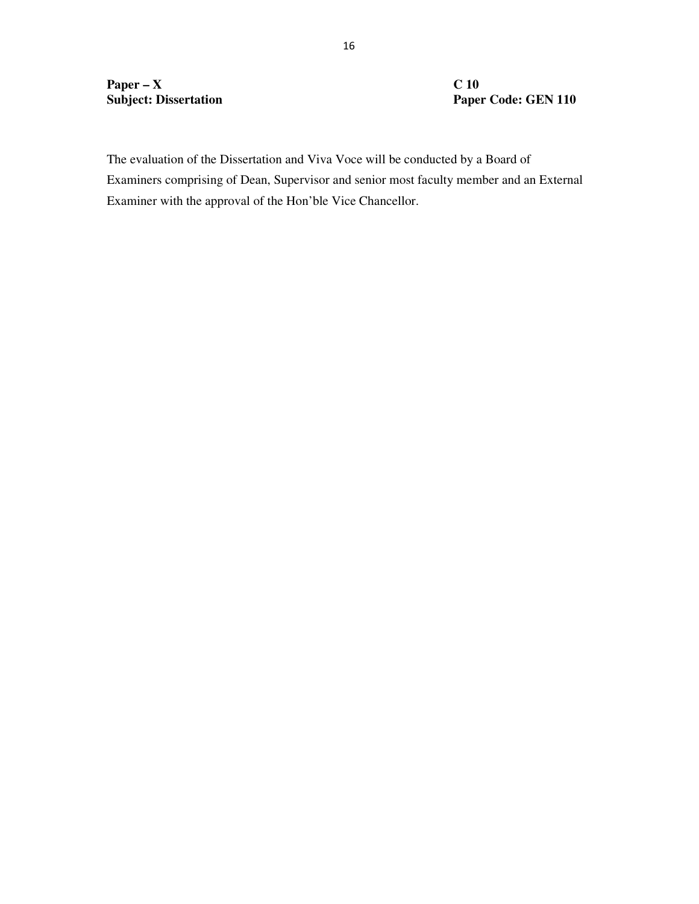**Paper – X** **C 10**
**Subject: Dissertation** **Paper Code: GEN 110**

The evaluation of the Dissertation and Viva Voce will be conducted by a Board of Examiners comprising of Dean, Supervisor and senior most faculty member and an External Examiner with the approval of the Hon'ble Vice Chancellor.